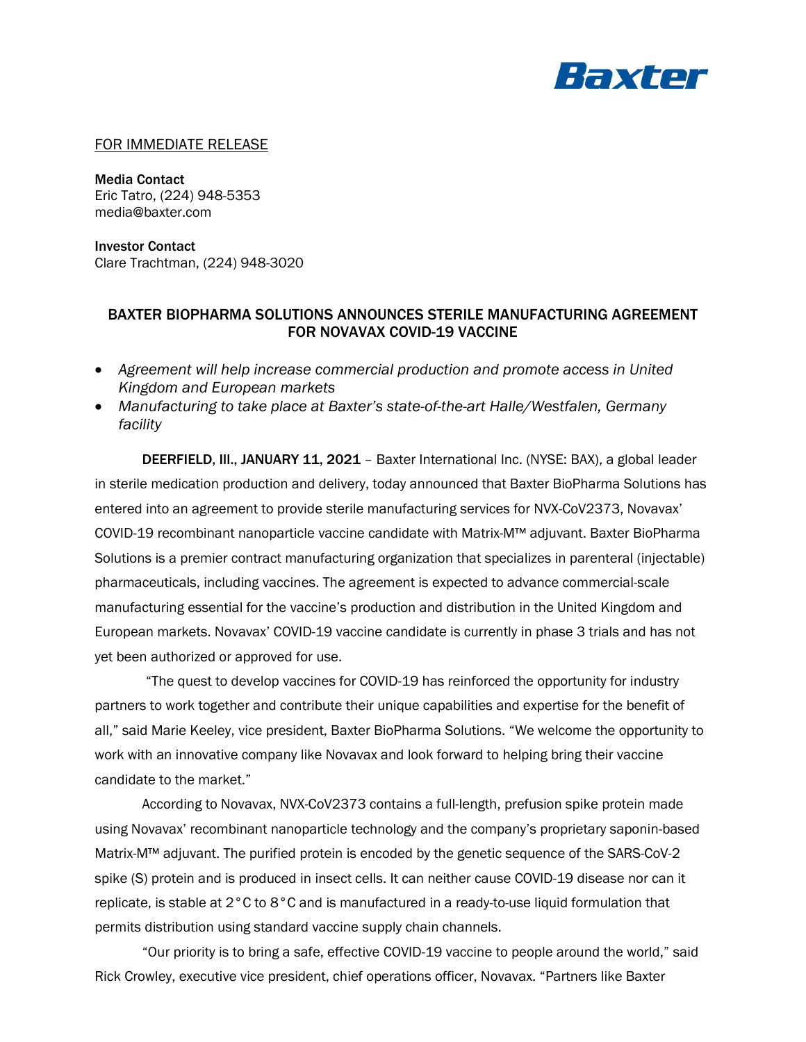Baxter

FOR IMMEDIATE RELEASE

**Media Contact**
Eric Tatro, (224) 948-5353
media@baxter.com

**Investor Contact**
Clare Trachtman, (224) 948-3020

## BAXTER BIOPHARMA SOLUTIONS ANNOUNCES STERILE MANUFACTURING AGREEMENT FOR NOVAVAX COVID-19 VACCINE

- *Agreement will help increase commercial production and promote access in United Kingdom and European markets*
- *Manufacturing to take place at Baxter's state-of-the-art Halle/Westfalen, Germany facility*

**DEERFIELD, Ill., JANUARY 11, 2021** – Baxter International Inc. (NYSE: BAX), a global leader in sterile medication production and delivery, today announced that Baxter BioPharma Solutions has entered into an agreement to provide sterile manufacturing services for NVX-CoV2373, Novavax' COVID-19 recombinant nanoparticle vaccine candidate with Matrix-M™ adjuvant. Baxter BioPharma Solutions is a premier contract manufacturing organization that specializes in parenteral (injectable) pharmaceuticals, including vaccines. The agreement is expected to advance commercial-scale manufacturing essential for the vaccine's production and distribution in the United Kingdom and European markets. Novavax' COVID-19 vaccine candidate is currently in phase 3 trials and has not yet been authorized or approved for use.

"The quest to develop vaccines for COVID-19 has reinforced the opportunity for industry partners to work together and contribute their unique capabilities and expertise for the benefit of all," said Marie Keeley, vice president, Baxter BioPharma Solutions. "We welcome the opportunity to work with an innovative company like Novavax and look forward to helping bring their vaccine candidate to the market."

According to Novavax, NVX-CoV2373 contains a full-length, prefusion spike protein made using Novavax' recombinant nanoparticle technology and the company's proprietary saponin-based Matrix-M™ adjuvant. The purified protein is encoded by the genetic sequence of the SARS-CoV-2 spike (S) protein and is produced in insect cells. It can neither cause COVID-19 disease nor can it replicate, is stable at 2°C to 8°C and is manufactured in a ready-to-use liquid formulation that permits distribution using standard vaccine supply chain channels.

"Our priority is to bring a safe, effective COVID-19 vaccine to people around the world," said Rick Crowley, executive vice president, chief operations officer, Novavax. "Partners like Baxter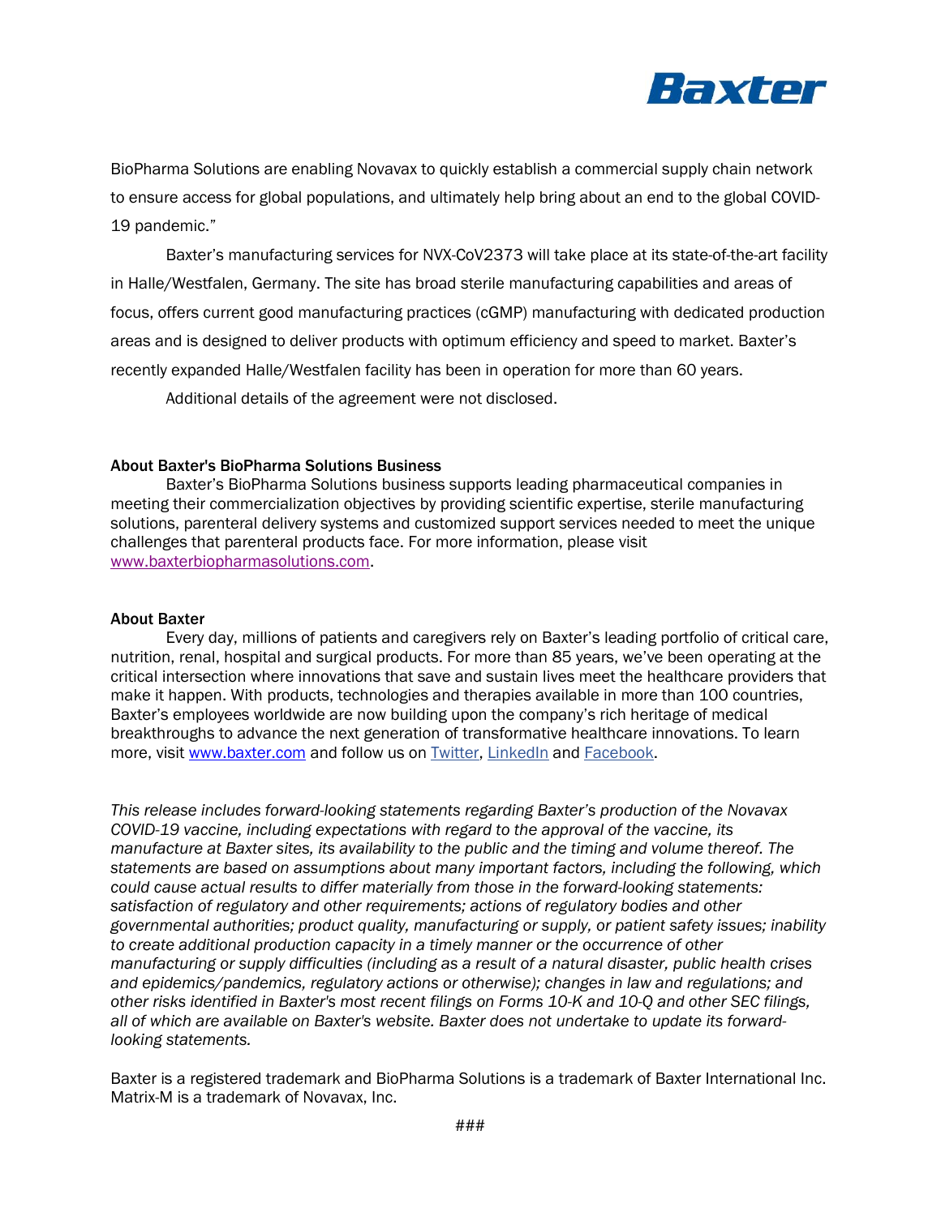BioPharma Solutions are enabling Novavax to quickly establish a commercial supply chain network to ensure access for global populations, and ultimately help bring about an end to the global COVID-19 pandemic."

Baxter's manufacturing services for NVX-CoV2373 will take place at its state-of-the-art facility in Halle/Westfalen, Germany. The site has broad sterile manufacturing capabilities and areas of focus, offers current good manufacturing practices (cGMP) manufacturing with dedicated production areas and is designed to deliver products with optimum efficiency and speed to market. Baxter's recently expanded Halle/Westfalen facility has been in operation for more than 60 years.

Additional details of the agreement were not disclosed.

**About Baxter's BioPharma Solutions Business**

Baxter's BioPharma Solutions business supports leading pharmaceutical companies in meeting their commercialization objectives by providing scientific expertise, sterile manufacturing solutions, parenteral delivery systems and customized support services needed to meet the unique challenges that parenteral products face. For more information, please visit www.baxterbiopharmasolutions.com.

**About Baxter**

Every day, millions of patients and caregivers rely on Baxter's leading portfolio of critical care, nutrition, renal, hospital and surgical products. For more than 85 years, we've been operating at the critical intersection where innovations that save and sustain lives meet the healthcare providers that make it happen. With products, technologies and therapies available in more than 100 countries, Baxter's employees worldwide are now building upon the company's rich heritage of medical breakthroughs to advance the next generation of transformative healthcare innovations. To learn more, visit www.baxter.com and follow us on Twitter, LinkedIn and Facebook.

*This release includes forward-looking statements regarding Baxter's production of the Novavax COVID-19 vaccine, including expectations with regard to the approval of the vaccine, its manufacture at Baxter sites, its availability to the public and the timing and volume thereof. The statements are based on assumptions about many important factors, including the following, which could cause actual results to differ materially from those in the forward-looking statements: satisfaction of regulatory and other requirements; actions of regulatory bodies and other governmental authorities; product quality, manufacturing or supply, or patient safety issues; inability to create additional production capacity in a timely manner or the occurrence of other manufacturing or supply difficulties (including as a result of a natural disaster, public health crises and epidemics/pandemics, regulatory actions or otherwise); changes in law and regulations; and other risks identified in Baxter's most recent filings on Forms 10-K and 10-Q and other SEC filings, all of which are available on Baxter's website. Baxter does not undertake to update its forward-looking statements.*

Baxter is a registered trademark and BioPharma Solutions is a trademark of Baxter International Inc. Matrix-M is a trademark of Novavax, Inc.

###